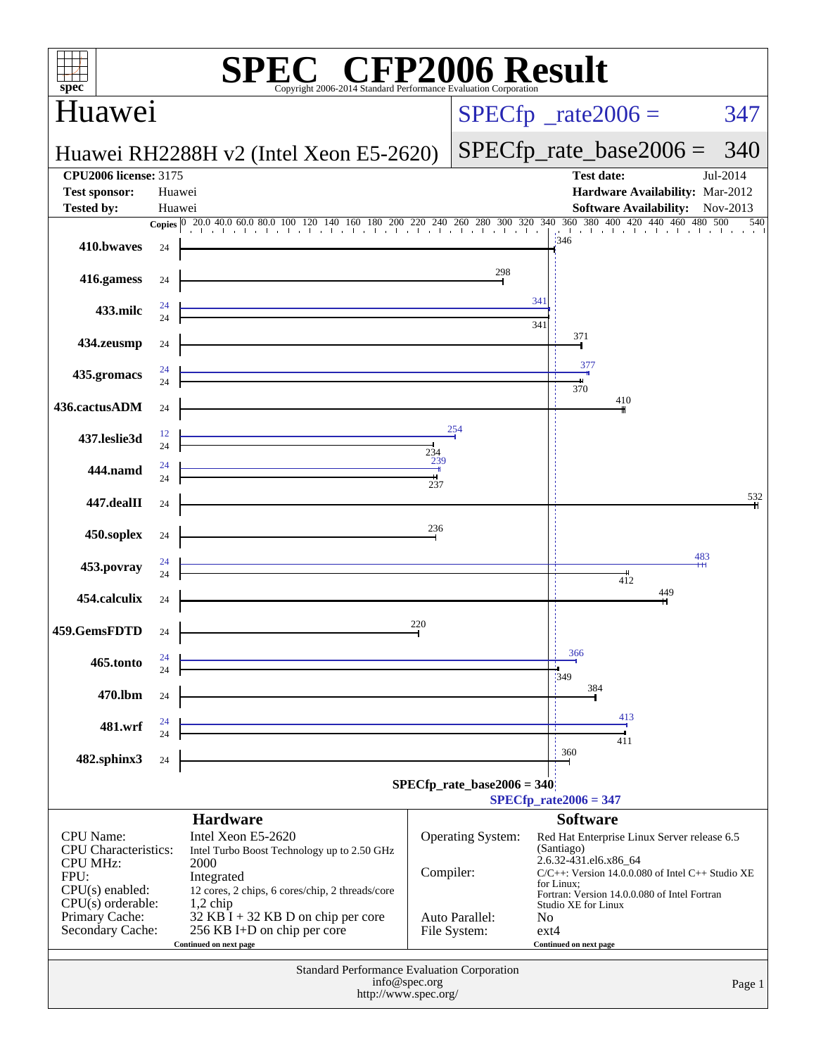# SPEC CFP2006 Result

Copyright 2006-2014 Standard Performance Evaluation Corporation

## Huawei

**Huawei RH2288H v2 (Intel Xeon E5-2620)**

SPECfp_rate2006 = 347

SPECfp_rate_base2006 = 340

| | | | |
|---|---|---|---|
| **CPU2006 license:** | 3175 | **Test date:** | Jul-2014 |
| **Test sponsor:** | Huawei | **Hardware Availability:** | Mar-2012 |
| **Tested by:** | Huawei | **Software Availability:** | Nov-2013 |

| Benchmark | Copies (peak) | Peak | Copies (base) | Base |
|---|---|---|---|---|
| 410.bwaves | | | 24 | 346 |
| 416.gamess | | | 24 | 298 |
| 433.milc | 24 | 341 | 24 | 341 |
| 434.zeusmp | | | 24 | 371 |
| 435.gromacs | 24 | 377 | 24 | 370 |
| 436.cactusADM | | | 24 | 410 |
| 437.leslie3d | 12 | 254 | 24 | 234 |
| 444.namd | 24 | 239 | 24 | 237 |
| 447.dealII | | | 24 | 532 |
| 450.soplex | | | 24 | 236 |
| 453.povray | 24 | 483 | 24 | 412 |
| 454.calculix | | | 24 | 449 |
| 459.GemsFDTD | | | 24 | 220 |
| 465.tonto | 24 | 366 | 24 | 349 |
| 470.lbm | | | 24 | 384 |
| 481.wrf | 24 | 413 | 24 | 411 |
| 482.sphinx3 | | | 24 | 360 |

SPECfp_rate_base2006 = 340

SPECfp_rate2006 = 347

## Hardware

| | |
|---|---|
| CPU Name: | Intel Xeon E5-2620 |
| CPU Characteristics: | Intel Turbo Boost Technology up to 2.50 GHz |
| CPU MHz: | 2000 |
| FPU: | Integrated |
| CPU(s) enabled: | 12 cores, 2 chips, 6 cores/chip, 2 threads/core |
| CPU(s) orderable: | 1,2 chip |
| Primary Cache: | 32 KB I + 32 KB D on chip per core |
| Secondary Cache: | 256 KB I+D on chip per core |

Continued on next page

## Software

| | |
|---|---|
| Operating System: | Red Hat Enterprise Linux Server release 6.5 (Santiago) 2.6.32-431.el6.x86_64 |
| Compiler: | C/C++: Version 14.0.0.080 of Intel C++ Studio XE for Linux; Fortran: Version 14.0.0.080 of Intel Fortran Studio XE for Linux |
| Auto Parallel: | No |
| File System: | ext4 |

Continued on next page

Standard Performance Evaluation Corporation
info@spec.org
http://www.spec.org/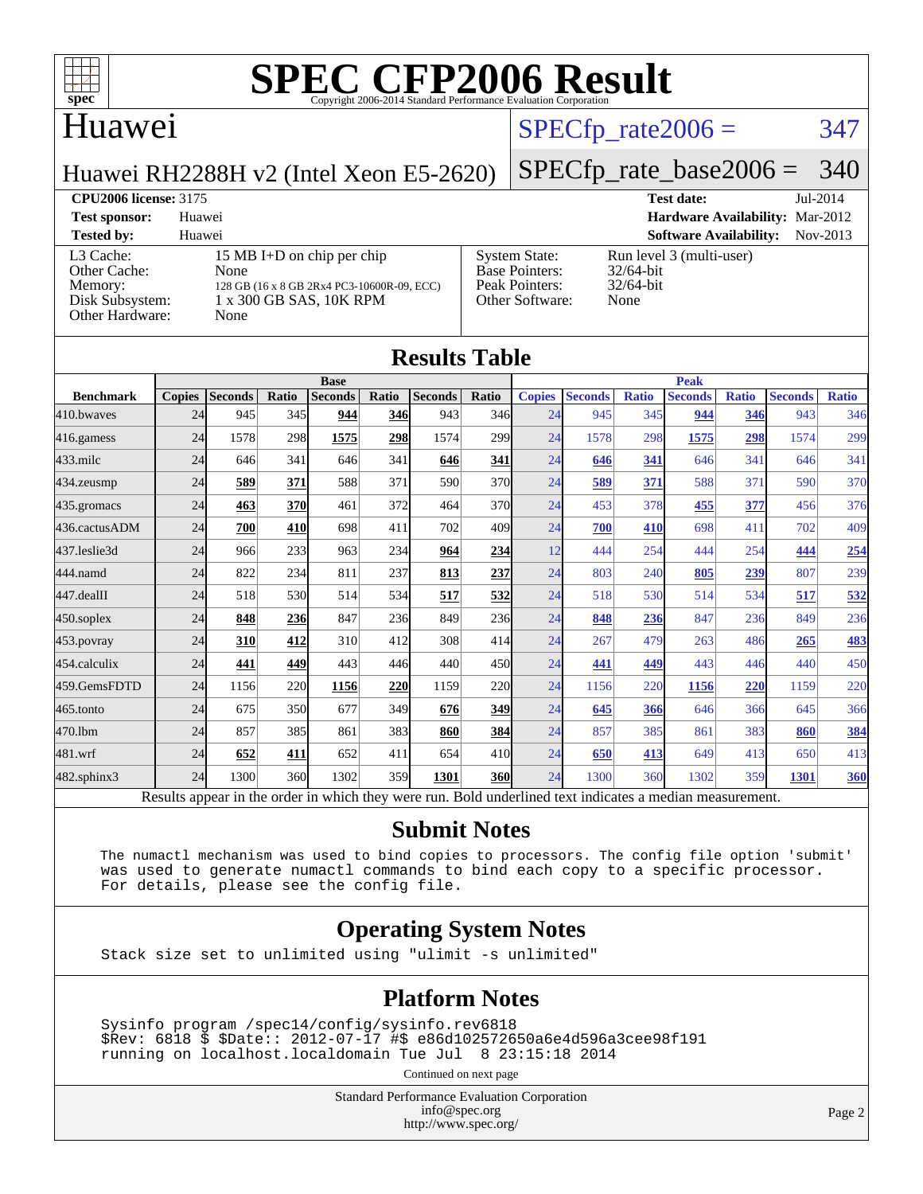# SPEC CFP2006 Result

Copyright 2006-2014 Standard Performance Evaluation Corporation

## Huawei

**Huawei RH2288H v2 (Intel Xeon E5-2620)**

SPECfp_rate2006 = 347

SPECfp_rate_base2006 = 340

| | | | |
|---|---|---|---|
| **CPU2006 license:** 3175 | | **Test date:** | Jul-2014 |
| **Test sponsor:** | Huawei | **Hardware Availability:** | Mar-2012 |
| **Tested by:** | Huawei | **Software Availability:** | Nov-2013 |

| | | | |
|---|---|---|---|
| L3 Cache: | 15 MB I+D on chip per chip | System State: | Run level 3 (multi-user) |
| Other Cache: | None | Base Pointers: | 32/64-bit |
| Memory: | 128 GB (16 x 8 GB 2Rx4 PC3-10600R-09, ECC) | Peak Pointers: | 32/64-bit |
| Disk Subsystem: | 1 x 300 GB SAS, 10K RPM | Other Software: | None |
| Other Hardware: | None | | |

## Results Table

| | Base | | | | | | | Peak | | | | | | |
|---|---|---|---|---|---|---|---|---|---|---|---|---|---|---|
| **Benchmark** | **Copies** | **Seconds** | **Ratio** | **Seconds** | **Ratio** | **Seconds** | **Ratio** | **Copies** | **Seconds** | **Ratio** | **Seconds** | **Ratio** | **Seconds** | **Ratio** |
| 410.bwaves | 24 | 945 | 345 | **944** | **346** | 943 | 346 | 24 | 945 | 345 | **944** | **346** | 943 | 346 |
| 416.gamess | 24 | 1578 | 298 | **1575** | **298** | 1574 | 299 | 24 | 1578 | 298 | **1575** | **298** | 1574 | 299 |
| 433.milc | 24 | 646 | 341 | 646 | 341 | **646** | **341** | 24 | **646** | **341** | 646 | 341 | 646 | 341 |
| 434.zeusmp | 24 | **589** | **371** | 588 | 371 | 590 | 370 | 24 | **589** | **371** | 588 | 371 | 590 | 370 |
| 435.gromacs | 24 | **463** | **370** | 461 | 372 | 464 | 370 | 24 | 453 | 378 | **455** | **377** | 456 | 376 |
| 436.cactusADM | 24 | **700** | **410** | 698 | 411 | 702 | 409 | 24 | **700** | **410** | 698 | 411 | 702 | 409 |
| 437.leslie3d | 24 | 966 | 233 | 963 | 234 | **964** | **234** | 12 | 444 | 254 | 444 | 254 | **444** | **254** |
| 444.namd | 24 | 822 | 234 | 811 | 237 | **813** | **237** | 24 | 803 | 240 | **805** | **239** | 807 | 239 |
| 447.dealII | 24 | 518 | 530 | 514 | 534 | **517** | **532** | 24 | 518 | 530 | 514 | 534 | **517** | **532** |
| 450.soplex | 24 | **848** | **236** | 847 | 236 | 849 | 236 | 24 | **848** | **236** | 847 | 236 | 849 | 236 |
| 453.povray | 24 | **310** | **412** | 310 | 412 | 308 | 414 | 24 | 267 | 479 | 263 | 486 | **265** | **483** |
| 454.calculix | 24 | **441** | **449** | 443 | 446 | 440 | 450 | 24 | **441** | **449** | 443 | 446 | 440 | 450 |
| 459.GemsFDTD | 24 | 1156 | 220 | **1156** | **220** | 1159 | 220 | 24 | 1156 | 220 | **1156** | **220** | 1159 | 220 |
| 465.tonto | 24 | 675 | 350 | 677 | 349 | **676** | **349** | 24 | **645** | **366** | 646 | 366 | 645 | 366 |
| 470.lbm | 24 | 857 | 385 | 861 | 383 | **860** | **384** | 24 | 857 | 385 | 861 | 383 | **860** | **384** |
| 481.wrf | 24 | **652** | **411** | 652 | 411 | 654 | 410 | 24 | **650** | **413** | 649 | 413 | 650 | 413 |
| 482.sphinx3 | 24 | 1300 | 360 | 1302 | 359 | **1301** | **360** | 24 | 1300 | 360 | 1302 | 359 | **1301** | **360** |

Results appear in the order in which they were run. Bold underlined text indicates a median measurement.

## Submit Notes

```
The numactl mechanism was used to bind copies to processors. The config file option 'submit'
was used to generate numactl commands to bind each copy to a specific processor.
For details, please see the config file.
```

## Operating System Notes

```
Stack size set to unlimited using "ulimit -s unlimited"
```

## Platform Notes

```
Sysinfo program /spec14/config/sysinfo.rev6818
$Rev: 6818 $ $Date:: 2012-07-17 #$ e86d102572650a6e4d596a3cee98f191
running on localhost.localdomain Tue Jul  8 23:15:18 2014
```

Continued on next page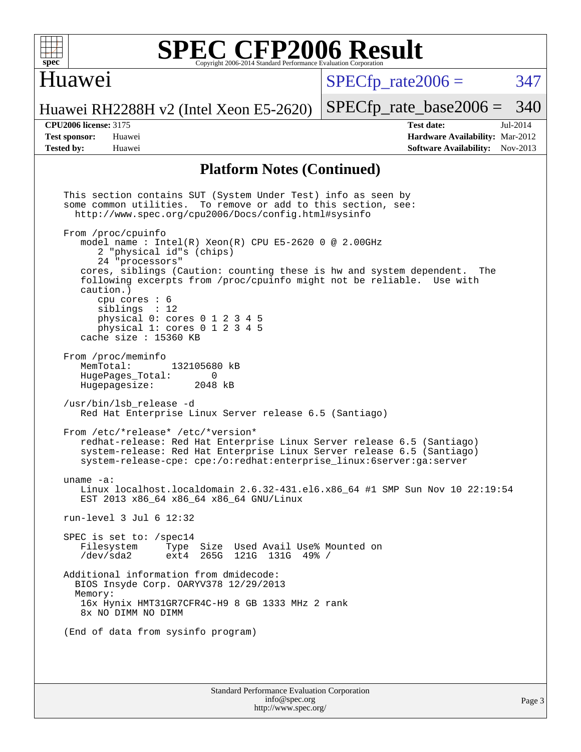# SPEC CFP2006 Result

Copyright 2006-2014 Standard Performance Evaluation Corporation

## Huawei

Huawei RH2288H v2 (Intel Xeon E5-2620)

SPECfp_rate2006 = 347

SPECfp_rate_base2006 = 340

**CPU2006 license:** 3175
**Test sponsor:** Huawei
**Tested by:** Huawei

**Test date:** Jul-2014
**Hardware Availability:** Mar-2012
**Software Availability:** Nov-2013

## Platform Notes (Continued)

```
This section contains SUT (System Under Test) info as seen by
some common utilities.  To remove or add to this section, see:
  http://www.spec.org/cpu2006/Docs/config.html#sysinfo

From /proc/cpuinfo
   model name : Intel(R) Xeon(R) CPU E5-2620 0 @ 2.00GHz
      2 "physical id"s (chips)
      24 "processors"
   cores, siblings (Caution: counting these is hw and system dependent.  The
   following excerpts from /proc/cpuinfo might not be reliable.  Use with
   caution.)
      cpu cores : 6
      siblings  : 12
      physical 0: cores 0 1 2 3 4 5
      physical 1: cores 0 1 2 3 4 5
   cache size : 15360 KB

From /proc/meminfo
   MemTotal:       132105680 kB
   HugePages_Total:       0
   Hugepagesize:       2048 kB

/usr/bin/lsb_release -d
   Red Hat Enterprise Linux Server release 6.5 (Santiago)

From /etc/*release* /etc/*version*
   redhat-release: Red Hat Enterprise Linux Server release 6.5 (Santiago)
   system-release: Red Hat Enterprise Linux Server release 6.5 (Santiago)
   system-release-cpe: cpe:/o:redhat:enterprise_linux:6server:ga:server

uname -a:
   Linux localhost.localdomain 2.6.32-431.el6.x86_64 #1 SMP Sun Nov 10 22:19:54
   EST 2013 x86_64 x86_64 x86_64 GNU/Linux

run-level 3 Jul 6 12:32

SPEC is set to: /spec14
   Filesystem     Type  Size  Used Avail Use% Mounted on
   /dev/sda2      ext4  265G  121G  131G  49% /

Additional information from dmidecode:
  BIOS Insyde Corp. OARYV378 12/29/2013
  Memory:
   16x Hynix HMT31GR7CFR4C-H9 8 GB 1333 MHz 2 rank
   8x NO DIMM NO DIMM

(End of data from sysinfo program)
```

Standard Performance Evaluation Corporation
info@spec.org
http://www.spec.org/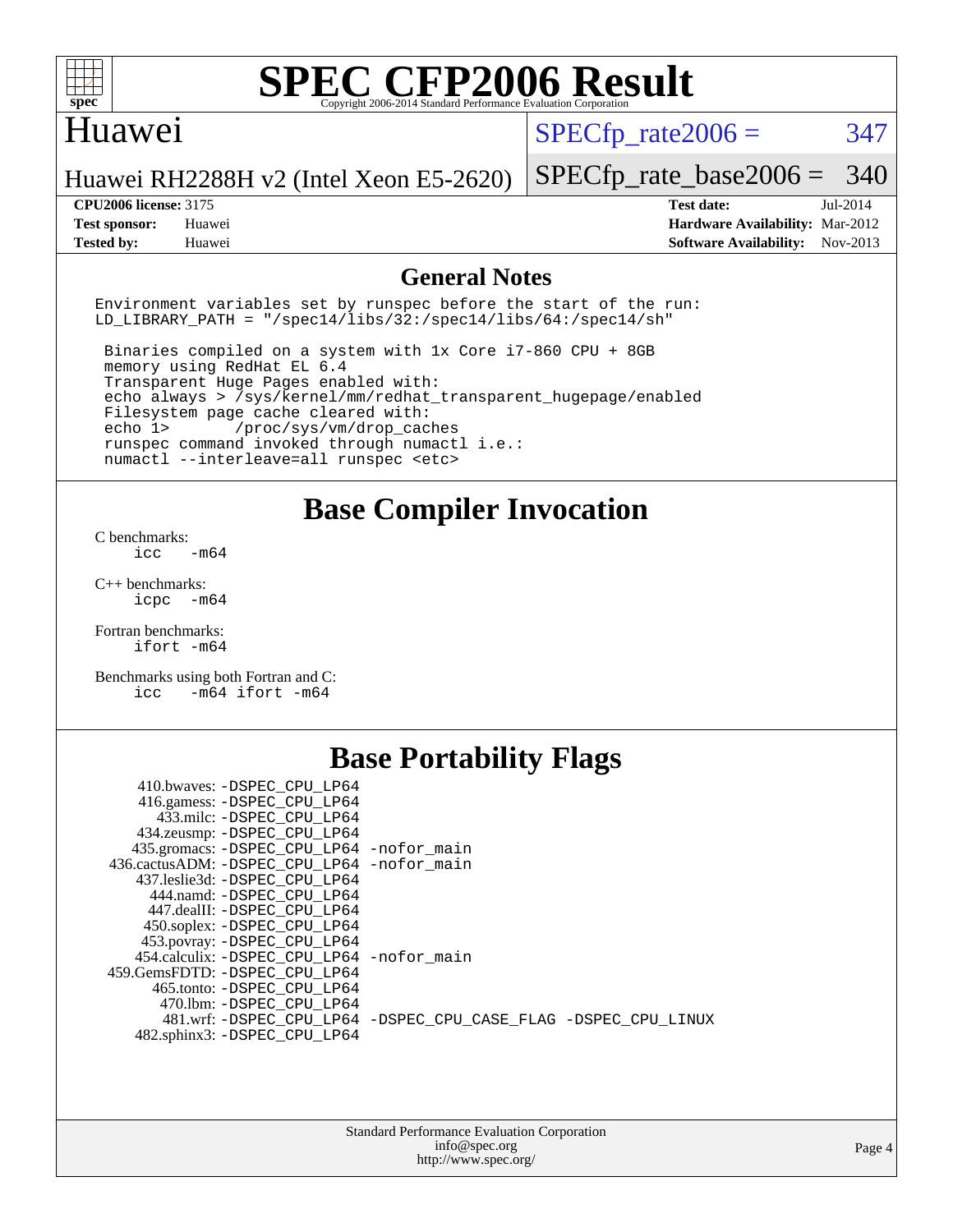# SPEC CFP2006 Result

Copyright 2006-2014 Standard Performance Evaluation Corporation

## Huawei

Huawei RH2288H v2 (Intel Xeon E5-2620)

SPECfp_rate2006 = 347

SPECfp_rate_base2006 = 340

| | | | |
|---|---|---|---|
| **CPU2006 license:** 3175 | | **Test date:** | Jul-2014 |
| **Test sponsor:** | Huawei | **Hardware Availability:** | Mar-2012 |
| **Tested by:** | Huawei | **Software Availability:** | Nov-2013 |

## General Notes

```
Environment variables set by runspec before the start of the run:
LD_LIBRARY_PATH = "/spec14/libs/32:/spec14/libs/64:/spec14/sh"

 Binaries compiled on a system with 1x Core i7-860 CPU + 8GB
 memory using RedHat EL 6.4
 Transparent Huge Pages enabled with:
 echo always > /sys/kernel/mm/redhat_transparent_hugepage/enabled
 Filesystem page cache cleared with:
 echo 1>       /proc/sys/vm/drop_caches
 runspec command invoked through numactl i.e.:
 numactl --interleave=all runspec <etc>
```

## Base Compiler Invocation

C benchmarks:
```
icc   -m64
```

C++ benchmarks:
```
icpc  -m64
```

Fortran benchmarks:
```
ifort -m64
```

Benchmarks using both Fortran and C:
```
icc   -m64 ifort -m64
```

## Base Portability Flags

| | |
|---|---|
| 410.bwaves: | -DSPEC_CPU_LP64 |
| 416.gamess: | -DSPEC_CPU_LP64 |
| 433.milc: | -DSPEC_CPU_LP64 |
| 434.zeusmp: | -DSPEC_CPU_LP64 |
| 435.gromacs: | -DSPEC_CPU_LP64 -nofor_main |
| 436.cactusADM: | -DSPEC_CPU_LP64 -nofor_main |
| 437.leslie3d: | -DSPEC_CPU_LP64 |
| 444.namd: | -DSPEC_CPU_LP64 |
| 447.dealII: | -DSPEC_CPU_LP64 |
| 450.soplex: | -DSPEC_CPU_LP64 |
| 453.povray: | -DSPEC_CPU_LP64 |
| 454.calculix: | -DSPEC_CPU_LP64 -nofor_main |
| 459.GemsFDTD: | -DSPEC_CPU_LP64 |
| 465.tonto: | -DSPEC_CPU_LP64 |
| 470.lbm: | -DSPEC_CPU_LP64 |
| 481.wrf: | -DSPEC_CPU_LP64 -DSPEC_CPU_CASE_FLAG -DSPEC_CPU_LINUX |
| 482.sphinx3: | -DSPEC_CPU_LP64 |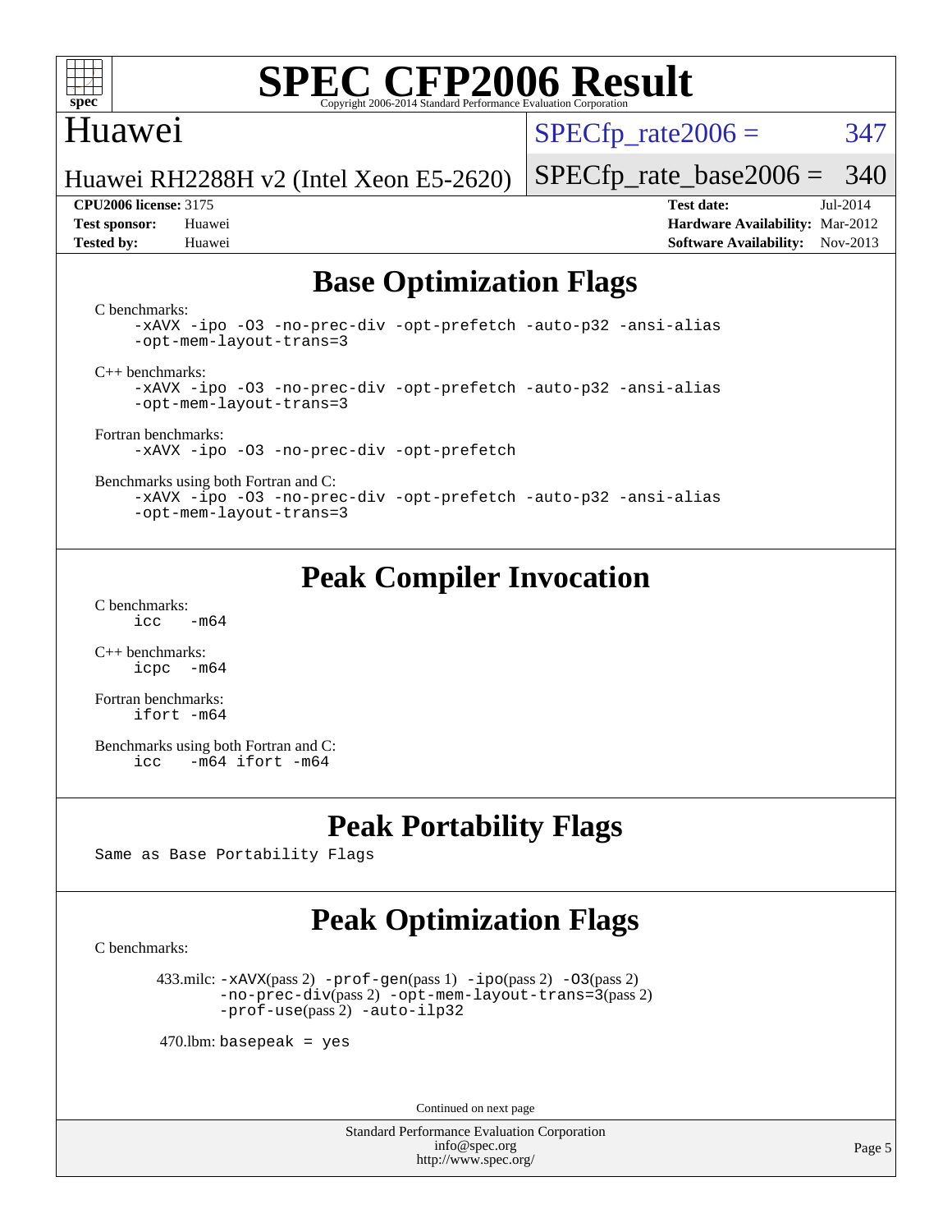# SPEC CFP2006 Result

Copyright 2006-2014 Standard Performance Evaluation Corporation

Huawei

Huawei RH2288H v2 (Intel Xeon E5-2620)

SPECfp_rate2006 = 347

SPECfp_rate_base2006 = 340

**CPU2006 license:** 3175
**Test sponsor:** Huawei
**Tested by:** Huawei

**Test date:** Jul-2014
**Hardware Availability:** Mar-2012
**Software Availability:** Nov-2013

## Base Optimization Flags

C benchmarks:

```
-xAVX -ipo -O3 -no-prec-div -opt-prefetch -auto-p32 -ansi-alias
-opt-mem-layout-trans=3
```

C++ benchmarks:

```
-xAVX -ipo -O3 -no-prec-div -opt-prefetch -auto-p32 -ansi-alias
-opt-mem-layout-trans=3
```

Fortran benchmarks:

```
-xAVX -ipo -O3 -no-prec-div -opt-prefetch
```

Benchmarks using both Fortran and C:

```
-xAVX -ipo -O3 -no-prec-div -opt-prefetch -auto-p32 -ansi-alias
-opt-mem-layout-trans=3
```

## Peak Compiler Invocation

C benchmarks:

```
icc   -m64
```

C++ benchmarks:

```
icpc  -m64
```

Fortran benchmarks:

```
ifort -m64
```

Benchmarks using both Fortran and C:

```
icc   -m64 ifort -m64
```

## Peak Portability Flags

Same as Base Portability Flags

## Peak Optimization Flags

C benchmarks:

433.milc: `-xAVX`(pass 2) `-prof-gen`(pass 1) `-ipo`(pass 2) `-O3`(pass 2) `-no-prec-div`(pass 2) `-opt-mem-layout-trans=3`(pass 2) `-prof-use`(pass 2) `-auto-ilp32`

470.lbm: `basepeak = yes`

Continued on next page

Standard Performance Evaluation Corporation
info@spec.org
http://www.spec.org/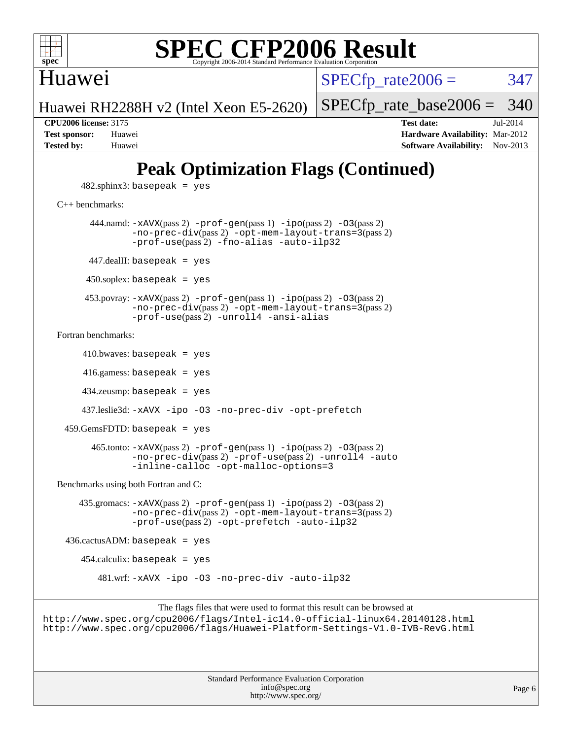# SPEC CFP2006 Result

Copyright 2006-2014 Standard Performance Evaluation Corporation

**Huawei**

Huawei RH2288H v2 (Intel Xeon E5-2620)

SPECfp_rate2006 = 347

SPECfp_rate_base2006 = 340

**CPU2006 license:** 3175
**Test sponsor:** Huawei
**Tested by:** Huawei

**Test date:** Jul-2014
**Hardware Availability:** Mar-2012
**Software Availability:** Nov-2013

## Peak Optimization Flags (Continued)

482.sphinx3: basepeak = yes

C++ benchmarks:

444.namd: -xAVX(pass 2) -prof-gen(pass 1) -ipo(pass 2) -O3(pass 2) -no-prec-div(pass 2) -opt-mem-layout-trans=3(pass 2) -prof-use(pass 2) -fno-alias -auto-ilp32

447.dealII: basepeak = yes

450.soplex: basepeak = yes

453.povray: -xAVX(pass 2) -prof-gen(pass 1) -ipo(pass 2) -O3(pass 2) -no-prec-div(pass 2) -opt-mem-layout-trans=3(pass 2) -prof-use(pass 2) -unroll4 -ansi-alias

Fortran benchmarks:

410.bwaves: basepeak = yes

416.gamess: basepeak = yes

434.zeusmp: basepeak = yes

437.leslie3d: -xAVX -ipo -O3 -no-prec-div -opt-prefetch

459.GemsFDTD: basepeak = yes

465.tonto: -xAVX(pass 2) -prof-gen(pass 1) -ipo(pass 2) -O3(pass 2) -no-prec-div(pass 2) -prof-use(pass 2) -unroll4 -auto -inline-calloc -opt-malloc-options=3

Benchmarks using both Fortran and C:

435.gromacs: -xAVX(pass 2) -prof-gen(pass 1) -ipo(pass 2) -O3(pass 2) -no-prec-div(pass 2) -opt-mem-layout-trans=3(pass 2) -prof-use(pass 2) -opt-prefetch -auto-ilp32

436.cactusADM: basepeak = yes

454.calculix: basepeak = yes

481.wrf: -xAVX -ipo -O3 -no-prec-div -auto-ilp32

The flags files that were used to format this result can be browsed at
http://www.spec.org/cpu2006/flags/Intel-ic14.0-official-linux64.20140128.html
http://www.spec.org/cpu2006/flags/Huawei-Platform-Settings-V1.0-IVB-RevG.html

Standard Performance Evaluation Corporation
info@spec.org
http://www.spec.org/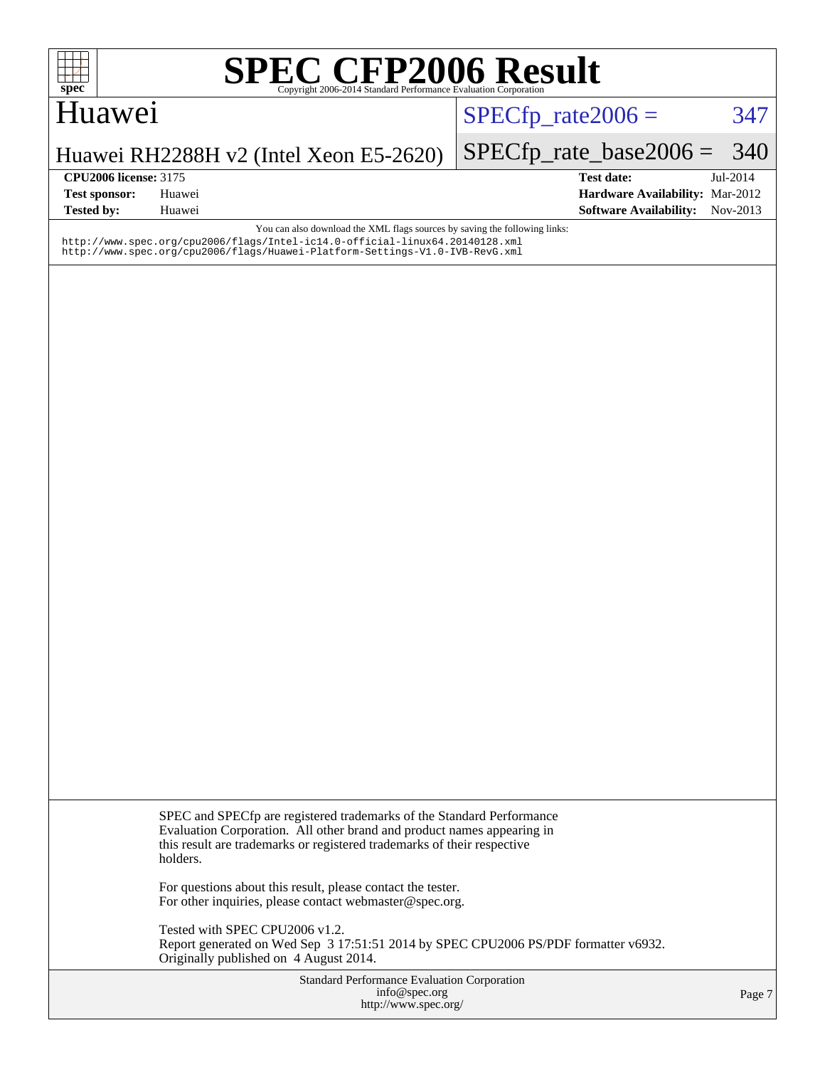You can also download the XML flags sources by saving the following links:
http://www.spec.org/cpu2006/flags/Intel-ic14.0-official-linux64.20140128.xml
http://www.spec.org/cpu2006/flags/Huawei-Platform-Settings-V1.0-IVB-RevG.xml

SPEC and SPECfp are registered trademarks of the Standard Performance Evaluation Corporation. All other brand and product names appearing in this result are trademarks or registered trademarks of their respective holders.

For questions about this result, please contact the tester.
For other inquiries, please contact webmaster@spec.org.

Tested with SPEC CPU2006 v1.2.
Report generated on Wed Sep 3 17:51:51 2014 by SPEC CPU2006 PS/PDF formatter v6932.
Originally published on 4 August 2014.